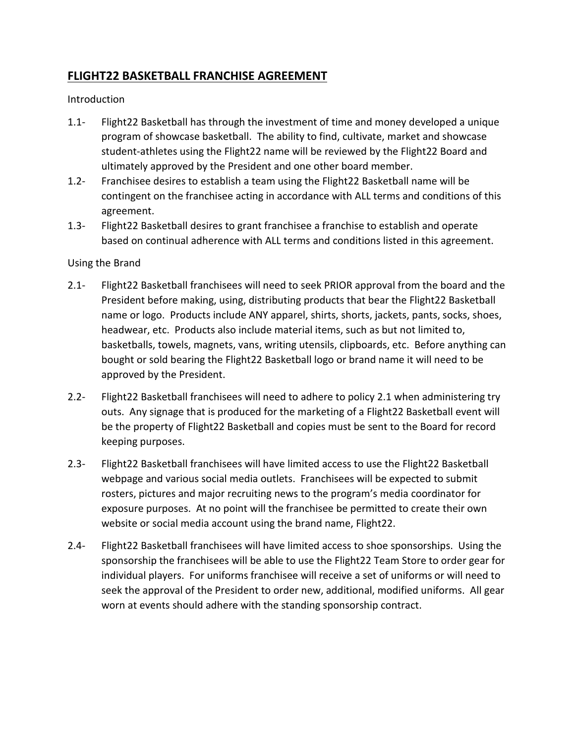# FLIGHT22 BASKETBALL FRANCHISE AGREEMENT

Introduction

1.1- Flight22 Basketball has through the investment of time and money developed a unique program of showcase basketball. The ability to find, cultivate, market and showcase student-athletes using the Flight22 name will be reviewed by the Flight22 Board and ultimately approved by the President and one other board member.

1.2- Franchisee desires to establish a team using the Flight22 Basketball name will be contingent on the franchisee acting in accordance with ALL terms and conditions of this agreement.

1.3- Flight22 Basketball desires to grant franchisee a franchise to establish and operate based on continual adherence with ALL terms and conditions listed in this agreement.

Using the Brand

2.1- Flight22 Basketball franchisees will need to seek PRIOR approval from the board and the President before making, using, distributing products that bear the Flight22 Basketball name or logo. Products include ANY apparel, shirts, shorts, jackets, pants, socks, shoes, headwear, etc. Products also include material items, such as but not limited to, basketballs, towels, magnets, vans, writing utensils, clipboards, etc. Before anything can bought or sold bearing the Flight22 Basketball logo or brand name it will need to be approved by the President.

2.2- Flight22 Basketball franchisees will need to adhere to policy 2.1 when administering try outs. Any signage that is produced for the marketing of a Flight22 Basketball event will be the property of Flight22 Basketball and copies must be sent to the Board for record keeping purposes.

2.3- Flight22 Basketball franchisees will have limited access to use the Flight22 Basketball webpage and various social media outlets. Franchisees will be expected to submit rosters, pictures and major recruiting news to the program's media coordinator for exposure purposes. At no point will the franchisee be permitted to create their own website or social media account using the brand name, Flight22.

2.4- Flight22 Basketball franchisees will have limited access to shoe sponsorships. Using the sponsorship the franchisees will be able to use the Flight22 Team Store to order gear for individual players. For uniforms franchisee will receive a set of uniforms or will need to seek the approval of the President to order new, additional, modified uniforms. All gear worn at events should adhere with the standing sponsorship contract.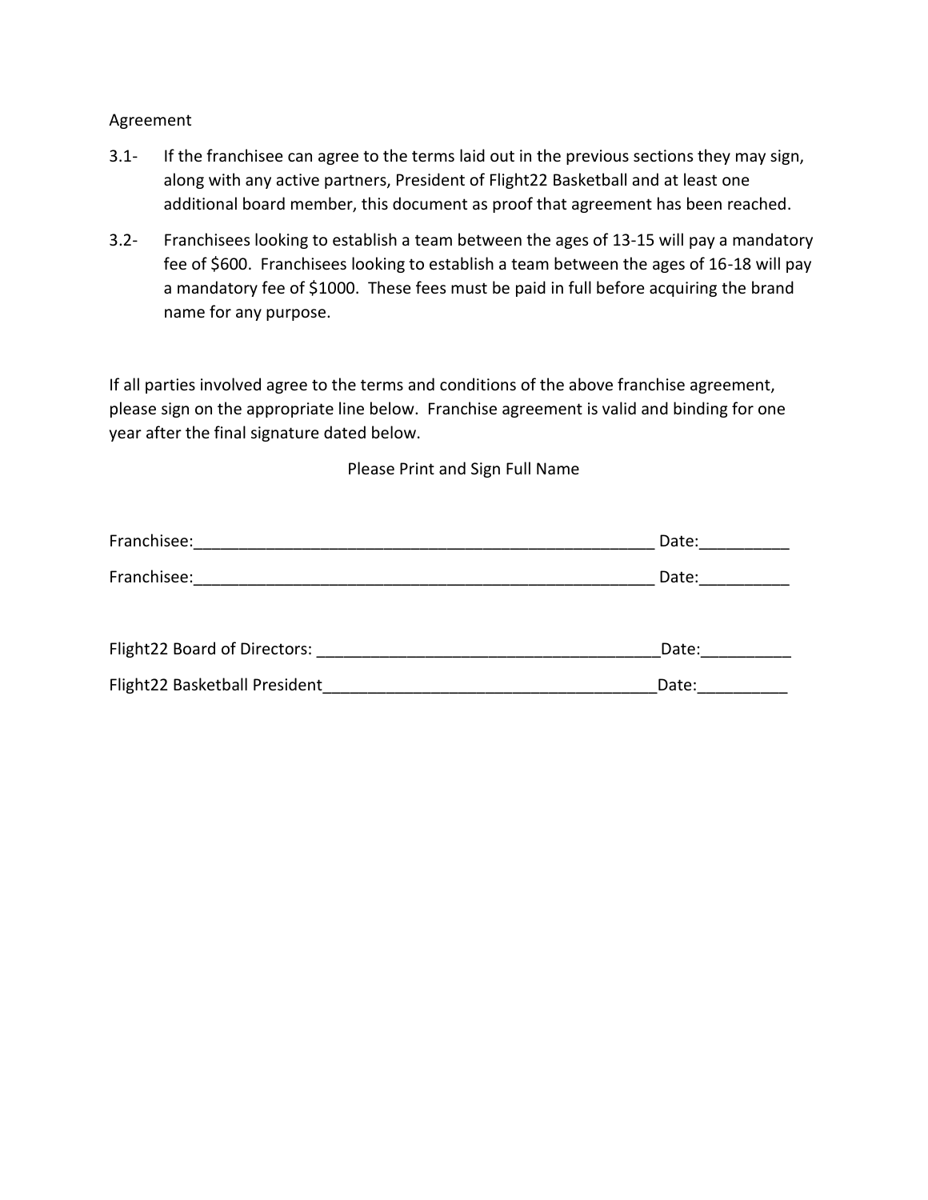Agreement

3.1- If the franchisee can agree to the terms laid out in the previous sections they may sign, along with any active partners, President of Flight22 Basketball and at least one additional board member, this document as proof that agreement has been reached.

3.2- Franchisees looking to establish a team between the ages of 13-15 will pay a mandatory fee of $600. Franchisees looking to establish a team between the ages of 16-18 will pay a mandatory fee of $1000. These fees must be paid in full before acquiring the brand name for any purpose.

If all parties involved agree to the terms and conditions of the above franchise agreement, please sign on the appropriate line below. Franchise agreement is valid and binding for one year after the final signature dated below.

Please Print and Sign Full Name

Franchisee:_____________________________________________________ Date:__________

Franchisee:_____________________________________________________ Date:__________

Flight22 Board of Directors: ______________________________________Date:__________

Flight22 Basketball President_____________________________________Date:__________